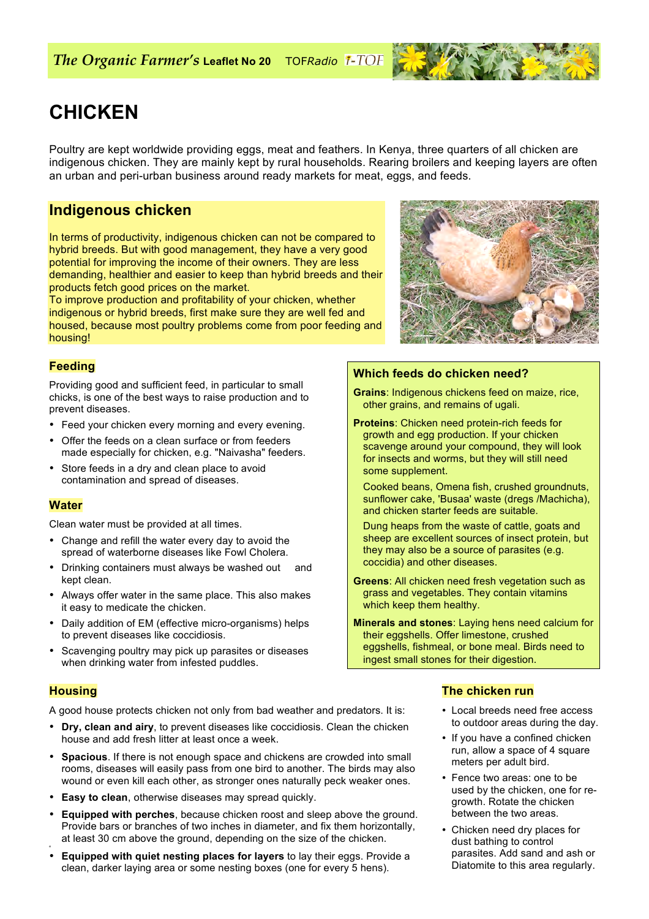*The Organic Farmer's* **Leaflet No 20** TOF*Radio* i-TOF

# CHICKEN

Poultry are kept worldwide providing eggs, meat and feathers. In Kenya, three quarters of all chicken are indigenous chicken. They are mainly kept by rural households. Rearing broilers and keeping layers are often an urban and peri-urban business around ready markets for meat, eggs, and feeds.

## Indigenous chicken

In terms of productivity, indigenous chicken can not be compared to hybrid breeds. But with good management, they have a very good potential for improving the income of their owners. They are less demanding, healthier and easier to keep than hybrid breeds and their products fetch good prices on the market.
To improve production and profitability of your chicken, whether indigenous or hybrid breeds, first make sure they are well fed and housed, because most poultry problems come from poor feeding and housing!

### Feeding

Providing good and sufficient feed, in particular to small chicks, is one of the best ways to raise production and to prevent diseases.

- Feed your chicken every morning and every evening.
- Offer the feeds on a clean surface or from feeders made especially for chicken, e.g. "Naivasha" feeders.
- Store feeds in a dry and clean place to avoid contamination and spread of diseases.

### Water

Clean water must be provided at all times.

- Change and refill the water every day to avoid the spread of waterborne diseases like Fowl Cholera.
- Drinking containers must always be washed out and kept clean.
- Always offer water in the same place. This also makes it easy to medicate the chicken.
- Daily addition of EM (effective micro-organisms) helps to prevent diseases like coccidiosis.
- Scavenging poultry may pick up parasites or diseases when drinking water from infested puddles.

### Which feeds do chicken need?

**Grains**: Indigenous chickens feed on maize, rice, other grains, and remains of ugali.

**Proteins**: Chicken need protein-rich feeds for growth and egg production. If your chicken scavenge around your compound, they will look for insects and worms, but they will still need some supplement.

Cooked beans, Omena fish, crushed groundnuts, sunflower cake, 'Busaa' waste (dregs /Machicha), and chicken starter feeds are suitable.

Dung heaps from the waste of cattle, goats and sheep are excellent sources of insect protein, but they may also be a source of parasites (e.g. coccidia) and other diseases.

**Greens**: All chicken need fresh vegetation such as grass and vegetables. They contain vitamins which keep them healthy.

**Minerals and stones**: Laying hens need calcium for their eggshells. Offer limestone, crushed eggshells, fishmeal, or bone meal. Birds need to ingest small stones for their digestion.

### Housing

A good house protects chicken not only from bad weather and predators. It is:

- **Dry, clean and airy**, to prevent diseases like coccidiosis. Clean the chicken house and add fresh litter at least once a week.
- **Spacious**. If there is not enough space and chickens are crowded into small rooms, diseases will easily pass from one bird to another. The birds may also wound or even kill each other, as stronger ones naturally peck weaker ones.
- **Easy to clean**, otherwise diseases may spread quickly.
- **Equipped with perches**, because chicken roost and sleep above the ground. Provide bars or branches of two inches in diameter, and fix them horizontally, at least 30 cm above the ground, depending on the size of the chicken.
- **Equipped with quiet nesting places for layers** to lay their eggs. Provide a clean, darker laying area or some nesting boxes (one for every 5 hens).

### The chicken run

- Local breeds need free access to outdoor areas during the day.
- If you have a confined chicken run, allow a space of 4 square meters per adult bird.
- Fence two areas: one to be used by the chicken, one for re-growth. Rotate the chicken between the two areas.
- Chicken need dry places for dust bathing to control parasites. Add sand and ash or Diatomite to this area regularly.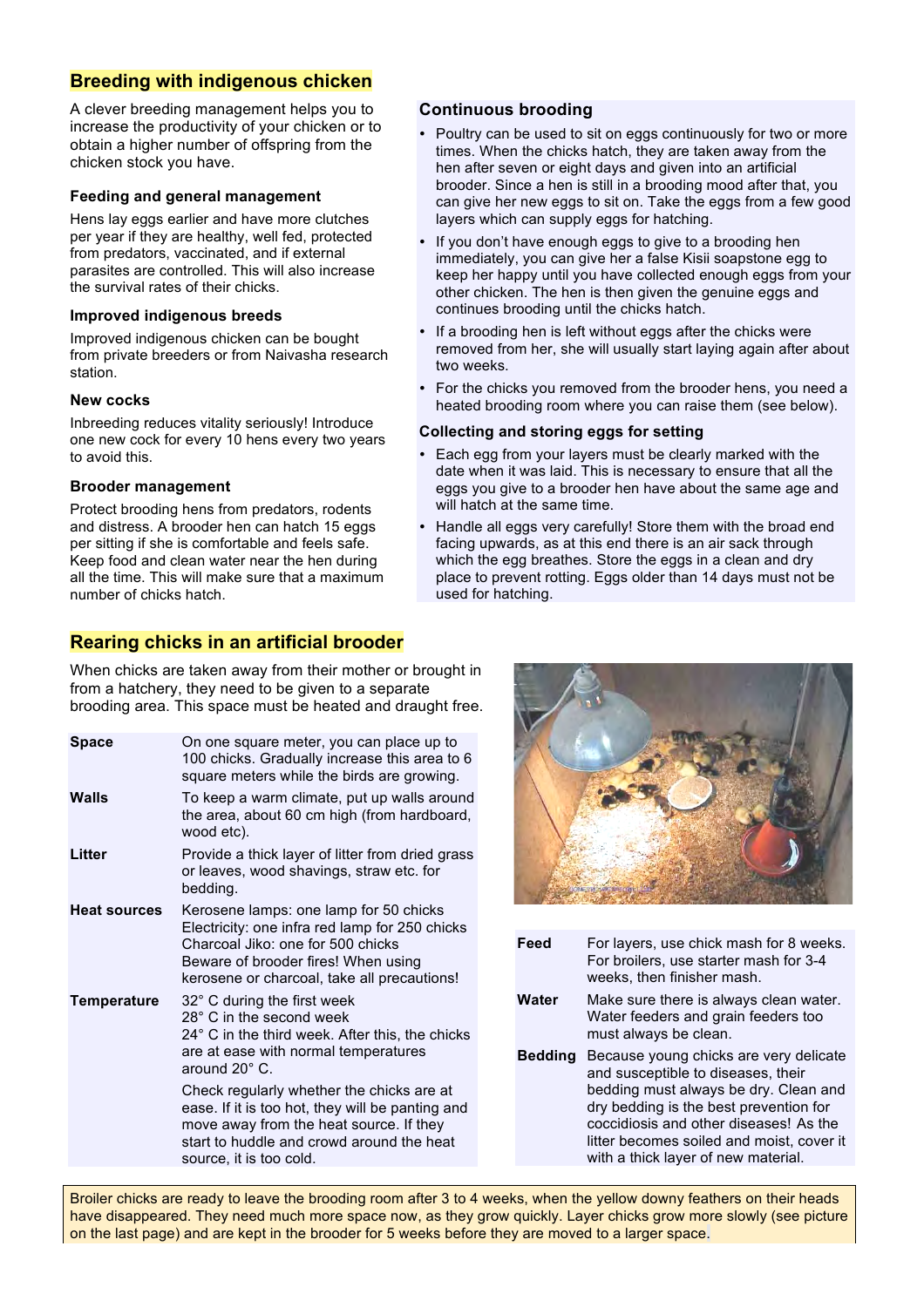## Breeding with indigenous chicken

A clever breeding management helps you to increase the productivity of your chicken or to obtain a higher number of offspring from the chicken stock you have.

### Feeding and general management

Hens lay eggs earlier and have more clutches per year if they are healthy, well fed, protected from predators, vaccinated, and if external parasites are controlled. This will also increase the survival rates of their chicks.

### Improved indigenous breeds

Improved indigenous chicken can be bought from private breeders or from Naivasha research station.

### New cocks

Inbreeding reduces vitality seriously! Introduce one new cock for every 10 hens every two years to avoid this.

### Brooder management

Protect brooding hens from predators, rodents and distress. A brooder hen can hatch 15 eggs per sitting if she is comfortable and feels safe. Keep food and clean water near the hen during all the time. This will make sure that a maximum number of chicks hatch.

### Continuous brooding

- Poultry can be used to sit on eggs continuously for two or more times. When the chicks hatch, they are taken away from the hen after seven or eight days and given into an artificial brooder. Since a hen is still in a brooding mood after that, you can give her new eggs to sit on. Take the eggs from a few good layers which can supply eggs for hatching.
- If you don't have enough eggs to give to a brooding hen immediately, you can give her a false Kisii soapstone egg to keep her happy until you have collected enough eggs from your other chicken. The hen is then given the genuine eggs and continues brooding until the chicks hatch.
- If a brooding hen is left without eggs after the chicks were removed from her, she will usually start laying again after about two weeks.
- For the chicks you removed from the brooder hens, you need a heated brooding room where you can raise them (see below).

### Collecting and storing eggs for setting

- Each egg from your layers must be clearly marked with the date when it was laid. This is necessary to ensure that all the eggs you give to a brooder hen have about the same age and will hatch at the same time.
- Handle all eggs very carefully! Store them with the broad end facing upwards, as at this end there is an air sack through which the egg breathes. Store the eggs in a clean and dry place to prevent rotting. Eggs older than 14 days must not be used for hatching.

## Rearing chicks in an artificial brooder

When chicks are taken away from their mother or brought in from a hatchery, they need to be given to a separate brooding area. This space must be heated and draught free.

| | |
|---|---|
| **Space** | On one square meter, you can place up to 100 chicks. Gradually increase this area to 6 square meters while the birds are growing. |
| **Walls** | To keep a warm climate, put up walls around the area, about 60 cm high (from hardboard, wood etc). |
| **Litter** | Provide a thick layer of litter from dried grass or leaves, wood shavings, straw etc. for bedding. |
| **Heat sources** | Kerosene lamps: one lamp for 50 chicks<br>Electricity: one infra red lamp for 250 chicks<br>Charcoal Jiko: one for 500 chicks<br>Beware of brooder fires! When using kerosene or charcoal, take all precautions! |
| **Temperature** | 32° C during the first week<br>28° C in the second week<br>24° C in the third week. After this, the chicks are at ease with normal temperatures around 20° C.<br>Check regularly whether the chicks are at ease. If it is too hot, they will be panting and move away from the heat source. If they start to huddle and crowd around the heat source, it is too cold. |
| **Feed** | For layers, use chick mash for 8 weeks. For broilers, use starter mash for 3-4 weeks, then finisher mash. |
| **Water** | Make sure there is always clean water. Water feeders and grain feeders too must always be clean. |
| **Bedding** | Because young chicks are very delicate and susceptible to diseases, their bedding must always be dry. Clean and dry bedding is the best prevention for coccidiosis and other diseases! As the litter becomes soiled and moist, cover it with a thick layer of new material. |

Broiler chicks are ready to leave the brooding room after 3 to 4 weeks, when the yellow downy feathers on their heads have disappeared. They need much more space now, as they grow quickly. Layer chicks grow more slowly (see picture on the last page) and are kept in the brooder for 5 weeks before they are moved to a larger space.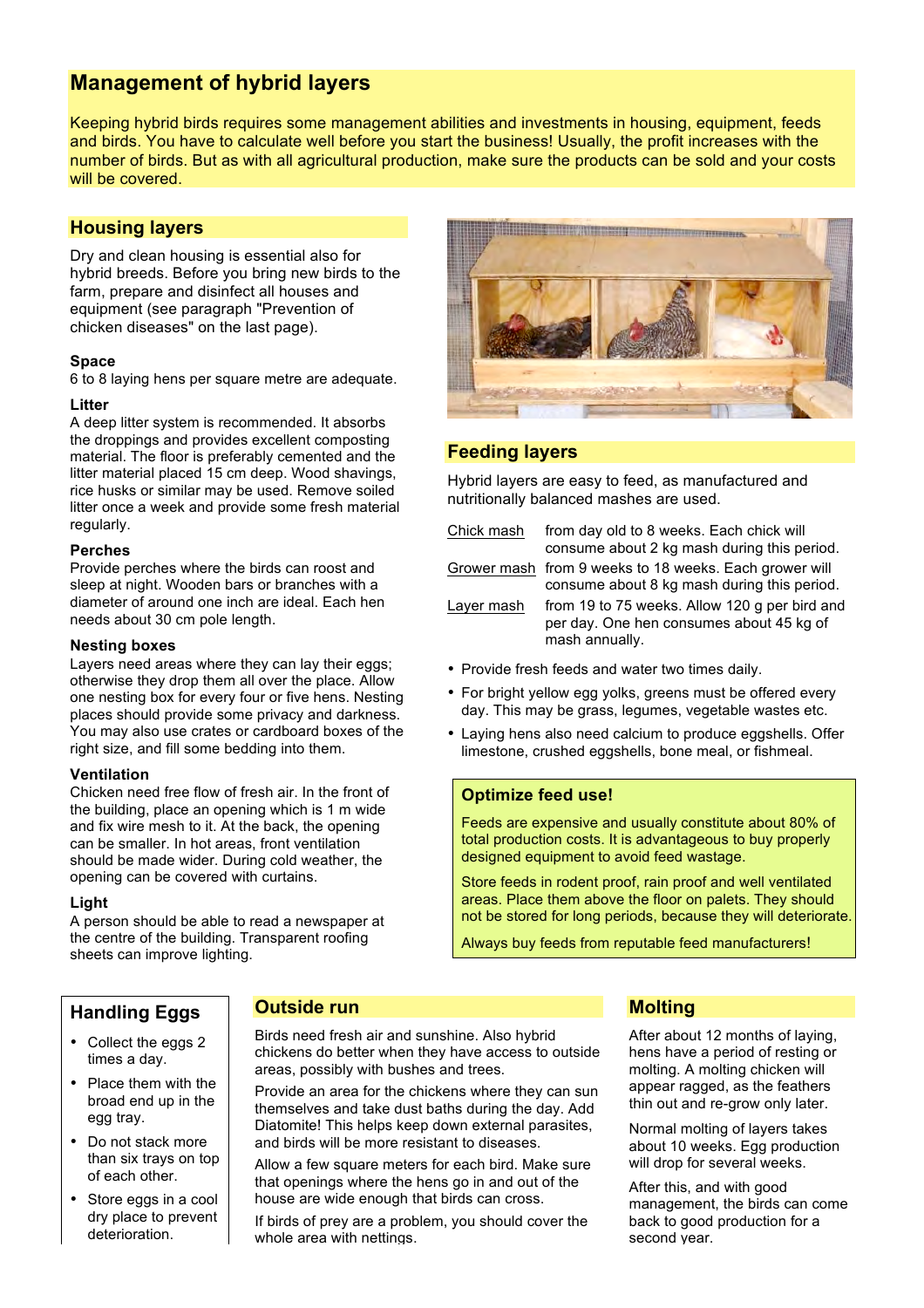# Management of hybrid layers

Keeping hybrid birds requires some management abilities and investments in housing, equipment, feeds and birds. You have to calculate well before you start the business! Usually, the profit increases with the number of birds. But as with all agricultural production, make sure the products can be sold and your costs will be covered.

## Housing layers

Dry and clean housing is essential also for hybrid breeds. Before you bring new birds to the farm, prepare and disinfect all houses and equipment (see paragraph "Prevention of chicken diseases" on the last page).

**Space**

6 to 8 laying hens per square metre are adequate.

**Litter**

A deep litter system is recommended. It absorbs the droppings and provides excellent composting material. The floor is preferably cemented and the litter material placed 15 cm deep. Wood shavings, rice husks or similar may be used. Remove soiled litter once a week and provide some fresh material regularly.

**Perches**

Provide perches where the birds can roost and sleep at night. Wooden bars or branches with a diameter of around one inch are ideal. Each hen needs about 30 cm pole length.

**Nesting boxes**

Layers need areas where they can lay their eggs; otherwise they drop them all over the place. Allow one nesting box for every four or five hens. Nesting places should provide some privacy and darkness. You may also use crates or cardboard boxes of the right size, and fill some bedding into them.

**Ventilation**

Chicken need free flow of fresh air. In the front of the building, place an opening which is 1 m wide and fix wire mesh to it. At the back, the opening can be smaller. In hot areas, front ventilation should be made wider. During cold weather, the opening can be covered with curtains.

**Light**

A person should be able to read a newspaper at the centre of the building. Transparent roofing sheets can improve lighting.

## Feeding layers

Hybrid layers are easy to feed, as manufactured and nutritionally balanced mashes are used.

| | |
|---|---|
| Chick mash | from day old to 8 weeks. Each chick will consume about 2 kg mash during this period. |
| Grower mash | from 9 weeks to 18 weeks. Each grower will consume about 8 kg mash during this period. |
| Layer mash | from 19 to 75 weeks. Allow 120 g per bird and per day. One hen consumes about 45 kg of mash annually. |

- Provide fresh feeds and water two times daily.
- For bright yellow egg yolks, greens must be offered every day. This may be grass, legumes, vegetable wastes etc.
- Laying hens also need calcium to produce eggshells. Offer limestone, crushed eggshells, bone meal, or fishmeal.

### Optimize feed use!

Feeds are expensive and usually constitute about 80% of total production costs. It is advantageous to buy properly designed equipment to avoid feed wastage.

Store feeds in rodent proof, rain proof and well ventilated areas. Place them above the floor on palets. They should not be stored for long periods, because they will deteriorate.

Always buy feeds from reputable feed manufacturers!

## Handling Eggs

- Collect the eggs 2 times a day.
- Place them with the broad end up in the egg tray.
- Do not stack more than six trays on top of each other.
- Store eggs in a cool dry place to prevent deterioration.

## Outside run

Birds need fresh air and sunshine. Also hybrid chickens do better when they have access to outside areas, possibly with bushes and trees.

Provide an area for the chickens where they can sun themselves and take dust baths during the day. Add Diatomite! This helps keep down external parasites, and birds will be more resistant to diseases.

Allow a few square meters for each bird. Make sure that openings where the hens go in and out of the house are wide enough that birds can cross.

If birds of prey are a problem, you should cover the whole area with nettings.

## Molting

After about 12 months of laying, hens have a period of resting or molting. A molting chicken will appear ragged, as the feathers thin out and re-grow only later.

Normal molting of layers takes about 10 weeks. Egg production will drop for several weeks.

After this, and with good management, the birds can come back to good production for a second year.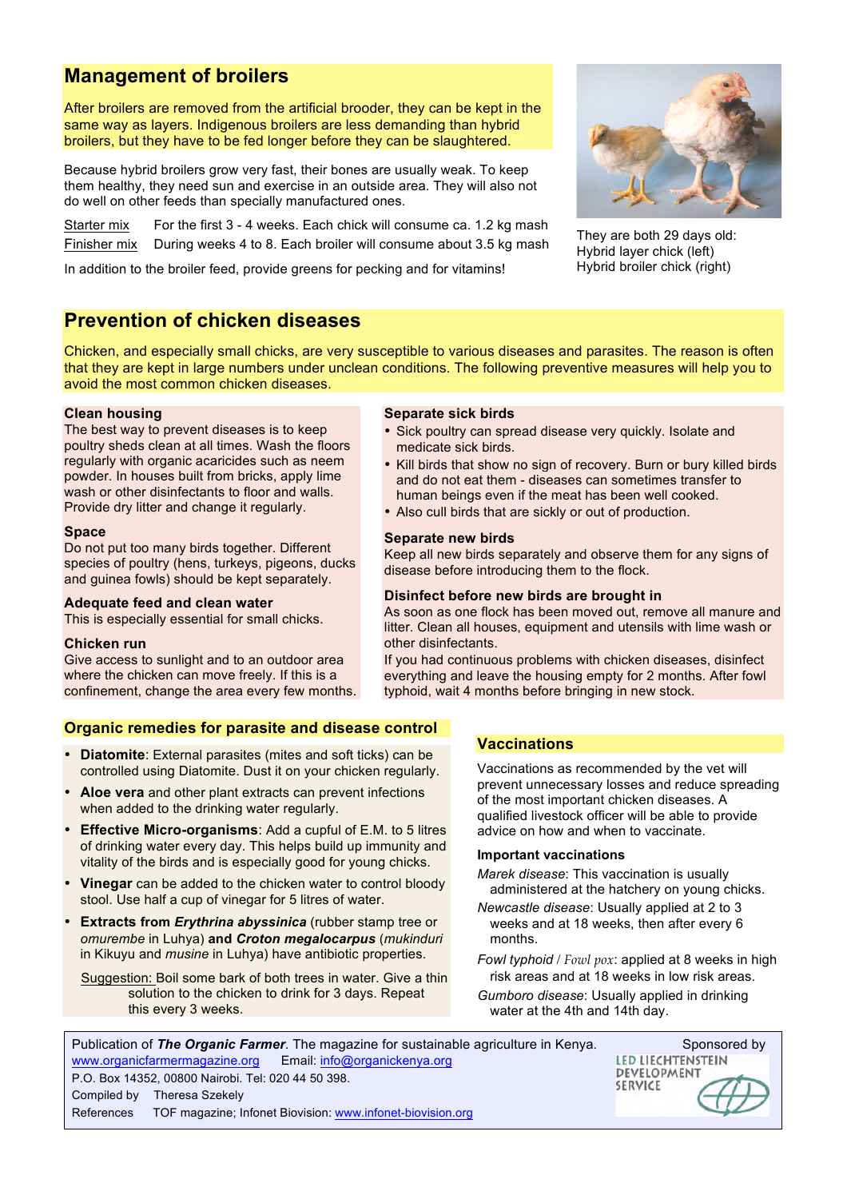## Management of broilers

After broilers are removed from the artificial brooder, they can be kept in the same way as layers. Indigenous broilers are less demanding than hybrid broilers, but they have to be fed longer before they can be slaughtered.

Because hybrid broilers grow very fast, their bones are usually weak. To keep them healthy, they need sun and exercise in an outside area. They will also not do well on other feeds than specially manufactured ones.

| | |
|---|---|
| Starter mix | For the first 3 - 4 weeks. Each chick will consume ca. 1.2 kg mash |
| Finisher mix | During weeks 4 to 8. Each broiler will consume about 3.5 kg mash |

In addition to the broiler feed, provide greens for pecking and for vitamins!

They are both 29 days old:
Hybrid layer chick (left)
Hybrid broiler chick (right)

## Prevention of chicken diseases

Chicken, and especially small chicks, are very susceptible to various diseases and parasites. The reason is often that they are kept in large numbers under unclean conditions. The following preventive measures will help you to avoid the most common chicken diseases.

### Clean housing

The best way to prevent diseases is to keep poultry sheds clean at all times. Wash the floors regularly with organic acaricides such as neem powder. In houses built from bricks, apply lime wash or other disinfectants to floor and walls. Provide dry litter and change it regularly.

### Space

Do not put too many birds together. Different species of poultry (hens, turkeys, pigeons, ducks and guinea fowls) should be kept separately.

### Adequate feed and clean water

This is especially essential for small chicks.

### Chicken run

Give access to sunlight and to an outdoor area where the chicken can move freely. If this is a confinement, change the area every few months.

### Separate sick birds

- Sick poultry can spread disease very quickly. Isolate and medicate sick birds.
- Kill birds that show no sign of recovery. Burn or bury killed birds and do not eat them - diseases can sometimes transfer to human beings even if the meat has been well cooked.
- Also cull birds that are sickly or out of production.

### Separate new birds

Keep all new birds separately and observe them for any signs of disease before introducing them to the flock.

### Disinfect before new birds are brought in

As soon as one flock has been moved out, remove all manure and litter. Clean all houses, equipment and utensils with lime wash or other disinfectants.

If you had continuous problems with chicken diseases, disinfect everything and leave the housing empty for 2 months. After fowl typhoid, wait 4 months before bringing in new stock.

### Organic remedies for parasite and disease control

- **Diatomite**: External parasites (mites and soft ticks) can be controlled using Diatomite. Dust it on your chicken regularly.
- **Aloe vera** and other plant extracts can prevent infections when added to the drinking water regularly.
- **Effective Micro-organisms**: Add a cupful of E.M. to 5 litres of drinking water every day. This helps build up immunity and vitality of the birds and is especially good for young chicks.
- **Vinegar** can be added to the chicken water to control bloody stool. Use half a cup of vinegar for 5 litres of water.
- **Extracts from *Erythrina abyssinica*** (rubber stamp tree or *omurembe* in Luhya) **and *Croton megalocarpus*** (*mukinduri* in Kikuyu and *musine* in Luhya) have antibiotic properties.

  Suggestion: Boil some bark of both trees in water. Give a thin solution to the chicken to drink for 3 days. Repeat this every 3 weeks.

### Vaccinations

Vaccinations as recommended by the vet will prevent unnecessary losses and reduce spreading of the most important chicken diseases. A qualified livestock officer will be able to provide advice on how and when to vaccinate.

**Important vaccinations**

*Marek disease*: This vaccination is usually administered at the hatchery on young chicks.

*Newcastle disease*: Usually applied at 2 to 3 weeks and at 18 weeks, then after every 6 months.

*Fowl typhoid / Fowl pox*: applied at 8 weeks in high risk areas and at 18 weeks in low risk areas.

*Gumboro disease*: Usually applied in drinking water at the 4th and 14th day.

---

Publication of ***The Organic Farmer***. The magazine for sustainable agriculture in Kenya.
www.organicfarmermagazine.org Email: info@organickenya.org
P.O. Box 14352, 00800 Nairobi. Tel: 020 44 50 398.
Compiled by Theresa Szekely
References TOF magazine; Infonet Biovision: www.infonet-biovision.org

Sponsored by
LED LIECHTENSTEIN DEVELOPMENT SERVICE